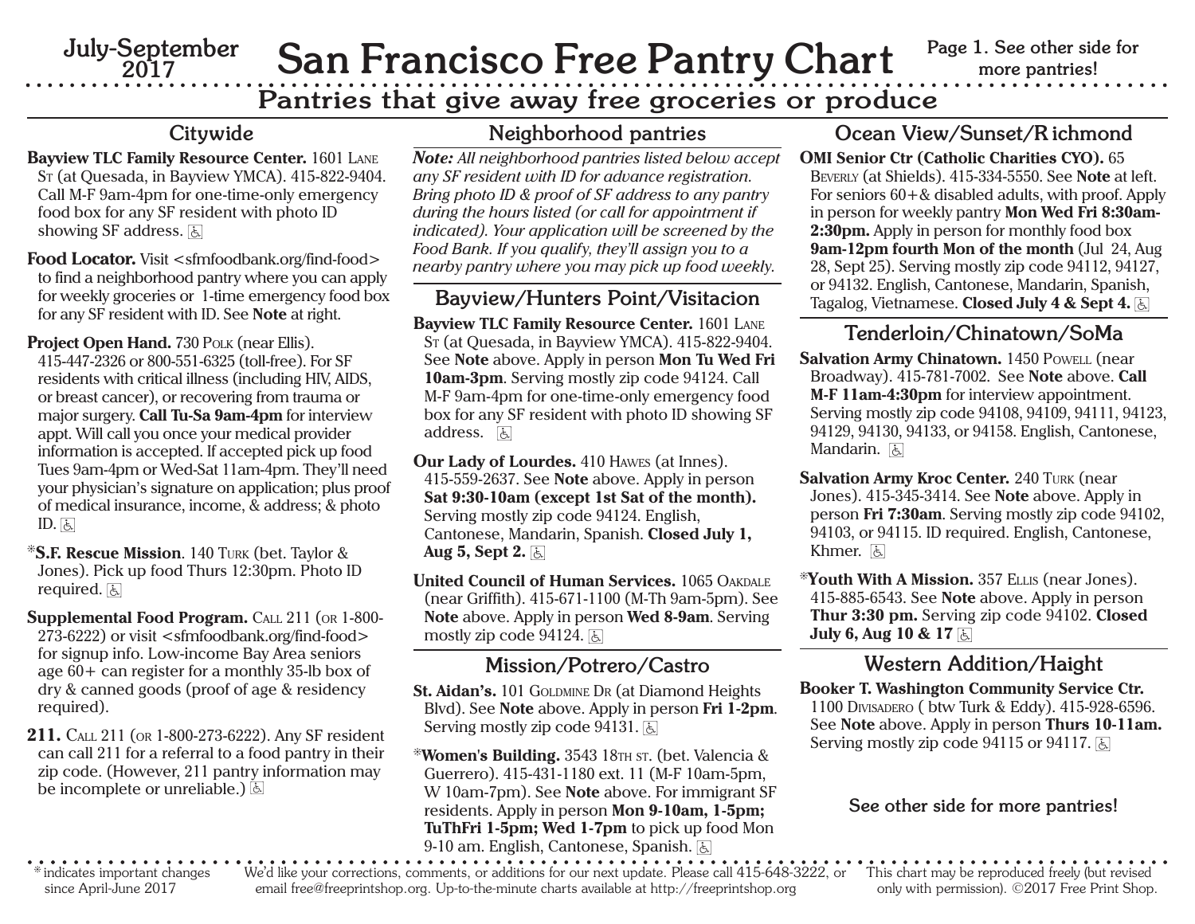July-September 2017

# San Francisco Free Pantry Chart

Page 1. See other side for more pantries!

## Pantries that give away free groceries or produce

### Citywide

**Bayview TLC Family Resource Center.** 1601 Lane St (at Quesada, in Bayview YMCA). 415-822-9404. Call M-F 9am-4pm for one-time-only emergency food box for any SF resident with photo ID showing SF address. ♿

**Food Locator.** Visit <sfmfoodbank.org/find-food> to find a neighborhood pantry where you can apply for weekly groceries or 1-time emergency food box for any SF resident with ID. See **Note** at right.

**Project Open Hand.** 730 Polk (near Ellis). 415-447-2326 or 800-551-6325 (toll-free). For SF residents with critical illness (including HIV, AIDS, or breast cancer), or recovering from trauma or major surgery. **Call Tu-Sa 9am-4pm** for interview appt. Will call you once your medical provider information is accepted. If accepted pick up food Tues 9am-4pm or Wed-Sat 11am-4pm. They'll need your physician's signature on application; plus proof of medical insurance, income, & address; & photo ID. ♿

*__S.F. Rescue Mission__. 140 Turk (bet. Taylor & Jones). Pick up food Thurs 12:30pm. Photo ID required. ♿

**Supplemental Food Program.** Call 211 (or 1-800-273-6222) or visit <sfmfoodbank.org/find-food> for signup info. Low-income Bay Area seniors age 60+ can register for a monthly 35-lb box of dry & canned goods (proof of age & residency required).

**211.** Call 211 (or 1-800-273-6222). Any SF resident can call 211 for a referral to a food pantry in their zip code. (However, 211 pantry information may be incomplete or unreliable.) ♿

### Neighborhood pantries

***Note:** All neighborhood pantries listed below accept any SF resident with ID for advance registration. Bring photo ID & proof of SF address to any pantry during the hours listed (or call for appointment if indicated). Your application will be screened by the Food Bank. If you qualify, they'll assign you to a nearby pantry where you may pick up food weekly.*

### Bayview/Hunters Point/Visitacion

**Bayview TLC Family Resource Center.** 1601 Lane St (at Quesada, in Bayview YMCA). 415-822-9404. See **Note** above. Apply in person **Mon Tu Wed Fri 10am-3pm**. Serving mostly zip code 94124. Call M-F 9am-4pm for one-time-only emergency food box for any SF resident with photo ID showing SF address. ♿

**Our Lady of Lourdes.** 410 Hawes (at Innes). 415-559-2637. See **Note** above. Apply in person **Sat 9:30-10am (except 1st Sat of the month).** Serving mostly zip code 94124. English, Cantonese, Mandarin, Spanish. **Closed July 1, Aug 5, Sept 2.** ♿

**United Council of Human Services.** 1065 Oakdale (near Griffith). 415-671-1100 (M-Th 9am-5pm). See **Note** above. Apply in person **Wed 8-9am**. Serving mostly zip code 94124. ♿

### Mission/Potrero/Castro

**St. Aidan's.** 101 Goldmine Dr (at Diamond Heights Blvd). See **Note** above. Apply in person **Fri 1-2pm**. Serving mostly zip code 94131. ♿

*__Women's Building.__ 3543 18th st. (bet. Valencia & Guerrero). 415-431-1180 ext. 11 (M-F 10am-5pm, W 10am-7pm). See **Note** above. For immigrant SF residents. Apply in person **Mon 9-10am, 1-5pm; TuThFri 1-5pm; Wed 1-7pm** to pick up food Mon 9-10 am. English, Cantonese, Spanish. ♿

### Ocean View/Sunset/Richmond

**OMI Senior Ctr (Catholic Charities CYO).** 65 Beverly (at Shields). 415-334-5550. See **Note** at left. For seniors 60+& disabled adults, with proof. Apply in person for weekly pantry **Mon Wed Fri 8:30am-2:30pm.** Apply in person for monthly food box **9am-12pm fourth Mon of the month** (Jul 24, Aug 28, Sept 25). Serving mostly zip code 94112, 94127, or 94132. English, Cantonese, Mandarin, Spanish, Tagalog, Vietnamese. **Closed July 4 & Sept 4.** ♿

### Tenderloin/Chinatown/SoMa

**Salvation Army Chinatown.** 1450 Powell (near Broadway). 415-781-7002. See **Note** above. **Call M-F 11am-4:30pm** for interview appointment. Serving mostly zip code 94108, 94109, 94111, 94123, 94129, 94130, 94133, or 94158. English, Cantonese, Mandarin. ♿

**Salvation Army Kroc Center.** 240 Turk (near Jones). 415-345-3414. See **Note** above. Apply in person **Fri 7:30am**. Serving mostly zip code 94102, 94103, or 94115. ID required. English, Cantonese, Khmer. ♿

*__Youth With A Mission.__ 357 Ellis (near Jones). 415-885-6543. See **Note** above. Apply in person **Thur 3:30 pm.** Serving zip code 94102. **Closed July 6, Aug 10 & 17** ♿

### Western Addition/Haight

**Booker T. Washington Community Service Ctr.** 1100 Divisadero ( btw Turk & Eddy). 415-928-6596. See **Note** above. Apply in person **Thurs 10-11am.** Serving mostly zip code 94115 or 94117. ♿

**See other side for more pantries!**

---

* indicates important changes since April-June 2017

We'd like your corrections, comments, or additions for our next update. Please call 415-648-3222, or email free@freeprintshop.org. Up-to-the-minute charts available at http://freeprintshop.org

This chart may be reproduced freely (but revised only with permission). ©2017 Free Print Shop.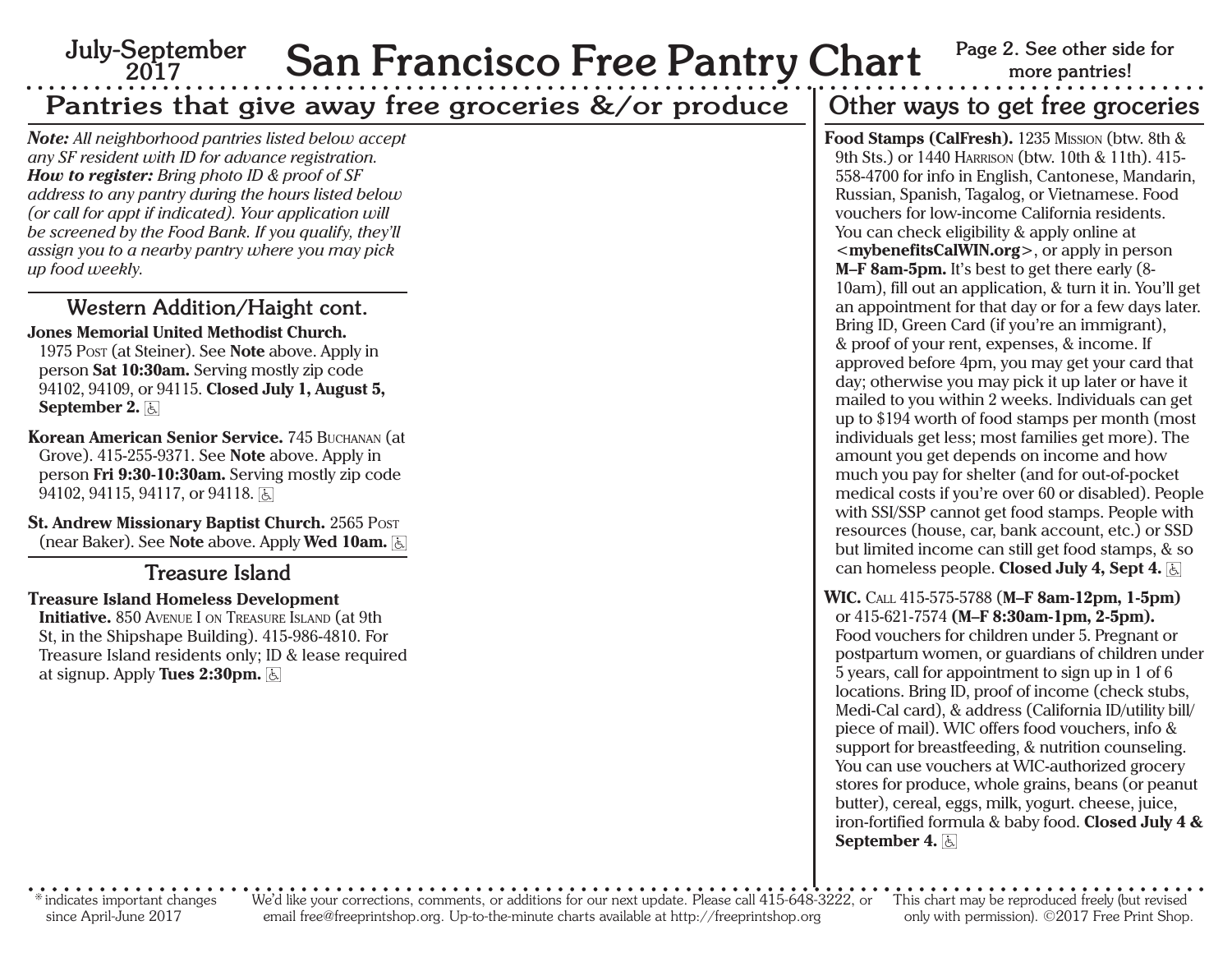# San Francisco Free Pantry Chart

July-September 2017

Page 2. See other side for more pantries!

## Pantries that give away free groceries &/or produce

***Note:*** *All neighborhood pantries listed below accept any SF resident with ID for advance registration.* ***How to register:*** *Bring photo ID & proof of SF address to any pantry during the hours listed below (or call for appt if indicated). Your application will be screened by the Food Bank. If you qualify, they'll assign you to a nearby pantry where you may pick up food weekly.*

### Western Addition/Haight cont.

**Jones Memorial United Methodist Church.** 1975 Post (at Steiner). See **Note** above. Apply in person **Sat 10:30am.** Serving mostly zip code 94102, 94109, or 94115. **Closed July 1, August 5, September 2.** ♿

**Korean American Senior Service.** 745 Buchanan (at Grove). 415-255-9371. See **Note** above. Apply in person **Fri 9:30-10:30am.** Serving mostly zip code 94102, 94115, 94117, or 94118. ♿

**St. Andrew Missionary Baptist Church.** 2565 Post (near Baker). See **Note** above. Apply **Wed 10am.** ♿

### Treasure Island

**Treasure Island Homeless Development Initiative.** 850 Avenue I on Treasure Island (at 9th St, in the Shipshape Building). 415-986-4810. For Treasure Island residents only; ID & lease required at signup. Apply **Tues 2:30pm.** ♿

## Other ways to get free groceries

**Food Stamps (CalFresh).** 1235 Mission (btw. 8th & 9th Sts.) or 1440 Harrison (btw. 10th & 11th). 415-558-4700 for info in English, Cantonese, Mandarin, Russian, Spanish, Tagalog, or Vietnamese. Food vouchers for low-income California residents. You can check eligibility & apply online at **<mybenefitsCalWIN.org>**, or apply in person **M–F 8am-5pm.** It's best to get there early (8-10am), fill out an application, & turn it in. You'll get an appointment for that day or for a few days later. Bring ID, Green Card (if you're an immigrant), & proof of your rent, expenses, & income. If approved before 4pm, you may get your card that day; otherwise you may pick it up later or have it mailed to you within 2 weeks. Individuals can get up to $194 worth of food stamps per month (most individuals get less; most families get more). The amount you get depends on income and how much you pay for shelter (and for out-of-pocket medical costs if you're over 60 or disabled). People with SSI/SSP cannot get food stamps. People with resources (house, car, bank account, etc.) or SSD but limited income can still get food stamps, & so can homeless people. **Closed July 4, Sept 4.** ♿

**WIC.** Call 415-575-5788 **(M–F 8am-12pm, 1-5pm)** or 415-621-7574 **(M–F 8:30am-1pm, 2-5pm).** Food vouchers for children under 5. Pregnant or postpartum women, or guardians of children under 5 years, call for appointment to sign up in 1 of 6 locations. Bring ID, proof of income (check stubs, Medi-Cal card), & address (California ID/utility bill/ piece of mail). WIC offers food vouchers, info & support for breastfeeding, & nutrition counseling. You can use vouchers at WIC-authorized grocery stores for produce, whole grains, beans (or peanut butter), cereal, eggs, milk, yogurt. cheese, juice, iron-fortified formula & baby food. **Closed July 4 & September 4.** ♿

\* indicates important changes since April-June 2017

We'd like your corrections, comments, or additions for our next update. Please call 415-648-3222, or email free@freeprintshop.org. Up-to-the-minute charts available at http://freeprintshop.org

This chart may be reproduced freely (but revised only with permission). ©2017 Free Print Shop.